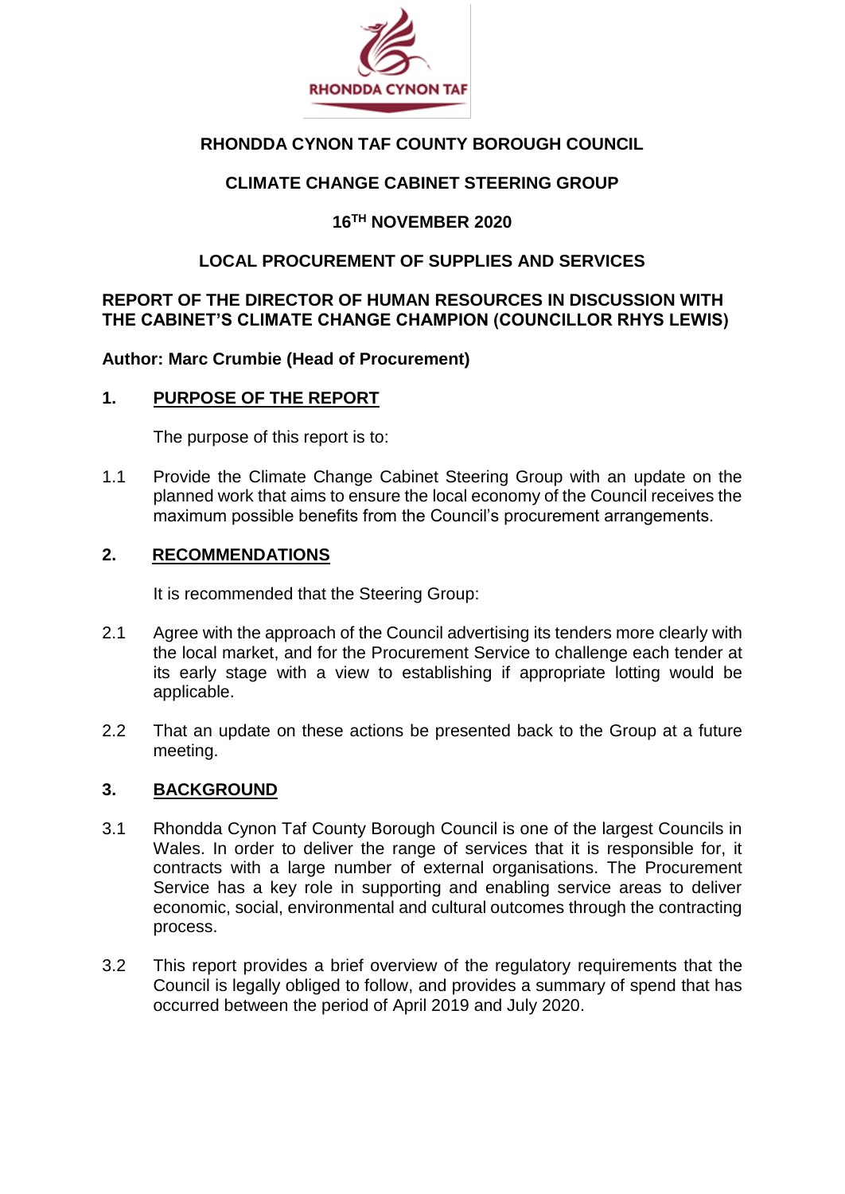**RHONDDA CYNON TAF COUNTY BOROUGH COUNCIL**

**CLIMATE CHANGE CABINET STEERING GROUP**

**16TH NOVEMBER 2020**

**LOCAL PROCUREMENT OF SUPPLIES AND SERVICES**

**REPORT OF THE DIRECTOR OF HUMAN RESOURCES IN DISCUSSION WITH THE CABINET'S CLIMATE CHANGE CHAMPION (COUNCILLOR RHYS LEWIS)**

**Author: Marc Crumbie (Head of Procurement)**

## 1. PURPOSE OF THE REPORT

The purpose of this report is to:

1.1 Provide the Climate Change Cabinet Steering Group with an update on the planned work that aims to ensure the local economy of the Council receives the maximum possible benefits from the Council's procurement arrangements.

## 2. RECOMMENDATIONS

It is recommended that the Steering Group:

2.1 Agree with the approach of the Council advertising its tenders more clearly with the local market, and for the Procurement Service to challenge each tender at its early stage with a view to establishing if appropriate lotting would be applicable.

2.2 That an update on these actions be presented back to the Group at a future meeting.

## 3. BACKGROUND

3.1 Rhondda Cynon Taf County Borough Council is one of the largest Councils in Wales. In order to deliver the range of services that it is responsible for, it contracts with a large number of external organisations. The Procurement Service has a key role in supporting and enabling service areas to deliver economic, social, environmental and cultural outcomes through the contracting process.

3.2 This report provides a brief overview of the regulatory requirements that the Council is legally obliged to follow, and provides a summary of spend that has occurred between the period of April 2019 and July 2020.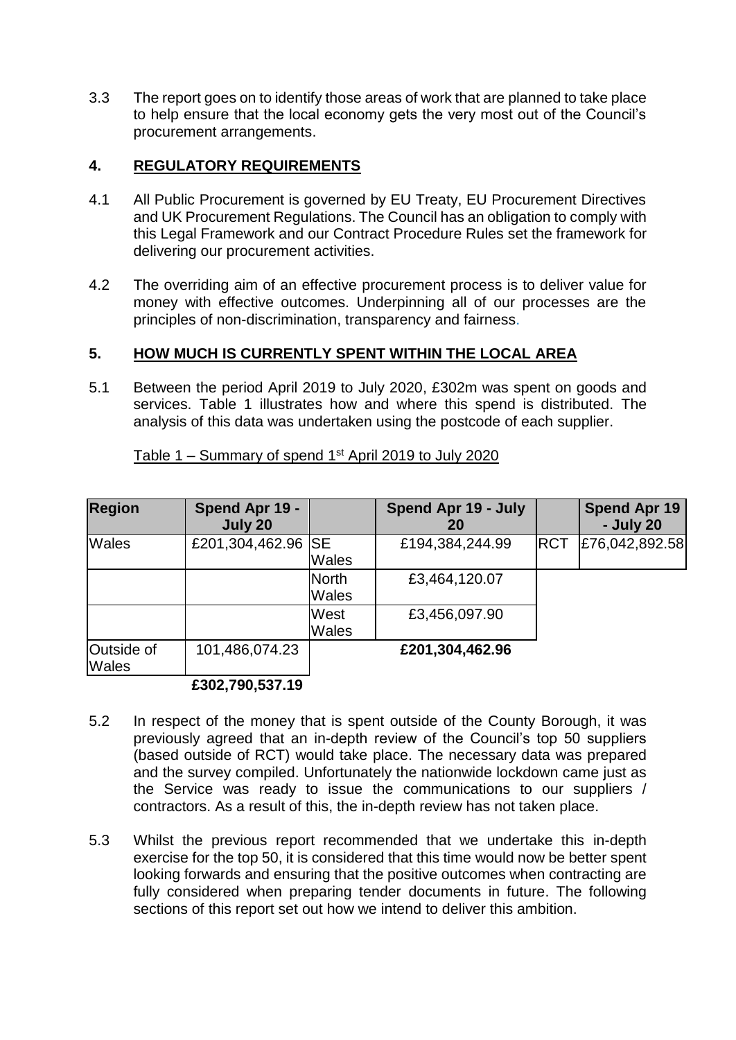3.3 The report goes on to identify those areas of work that are planned to take place to help ensure that the local economy gets the very most out of the Council's procurement arrangements.

## 4. REGULATORY REQUIREMENTS

4.1 All Public Procurement is governed by EU Treaty, EU Procurement Directives and UK Procurement Regulations. The Council has an obligation to comply with this Legal Framework and our Contract Procedure Rules set the framework for delivering our procurement activities.

4.2 The overriding aim of an effective procurement process is to deliver value for money with effective outcomes. Underpinning all of our processes are the principles of non-discrimination, transparency and fairness.

## 5. HOW MUCH IS CURRENTLY SPENT WITHIN THE LOCAL AREA

5.1 Between the period April 2019 to July 2020, £302m was spent on goods and services. Table 1 illustrates how and where this spend is distributed. The analysis of this data was undertaken using the postcode of each supplier.

Table 1 – Summary of spend 1st April 2019 to July 2020

| Region | Spend Apr 19 - July 20 | | Spend Apr 19 - July 20 | | Spend Apr 19 - July 20 |
|---|---|---|---|---|---|
| Wales | £201,304,462.96 | SE Wales | £194,384,244.99 | RCT | £76,042,892.58 |
| | | North Wales | £3,464,120.07 | | |
| | | West Wales | £3,456,097.90 | | |
| Outside of Wales | 101,486,074.23 | | **£201,304,462.96** | | |
| | **£302,790,537.19** | | | | |

5.2 In respect of the money that is spent outside of the County Borough, it was previously agreed that an in-depth review of the Council's top 50 suppliers (based outside of RCT) would take place. The necessary data was prepared and the survey compiled. Unfortunately the nationwide lockdown came just as the Service was ready to issue the communications to our suppliers / contractors. As a result of this, the in-depth review has not taken place.

5.3 Whilst the previous report recommended that we undertake this in-depth exercise for the top 50, it is considered that this time would now be better spent looking forwards and ensuring that the positive outcomes when contracting are fully considered when preparing tender documents in future. The following sections of this report set out how we intend to deliver this ambition.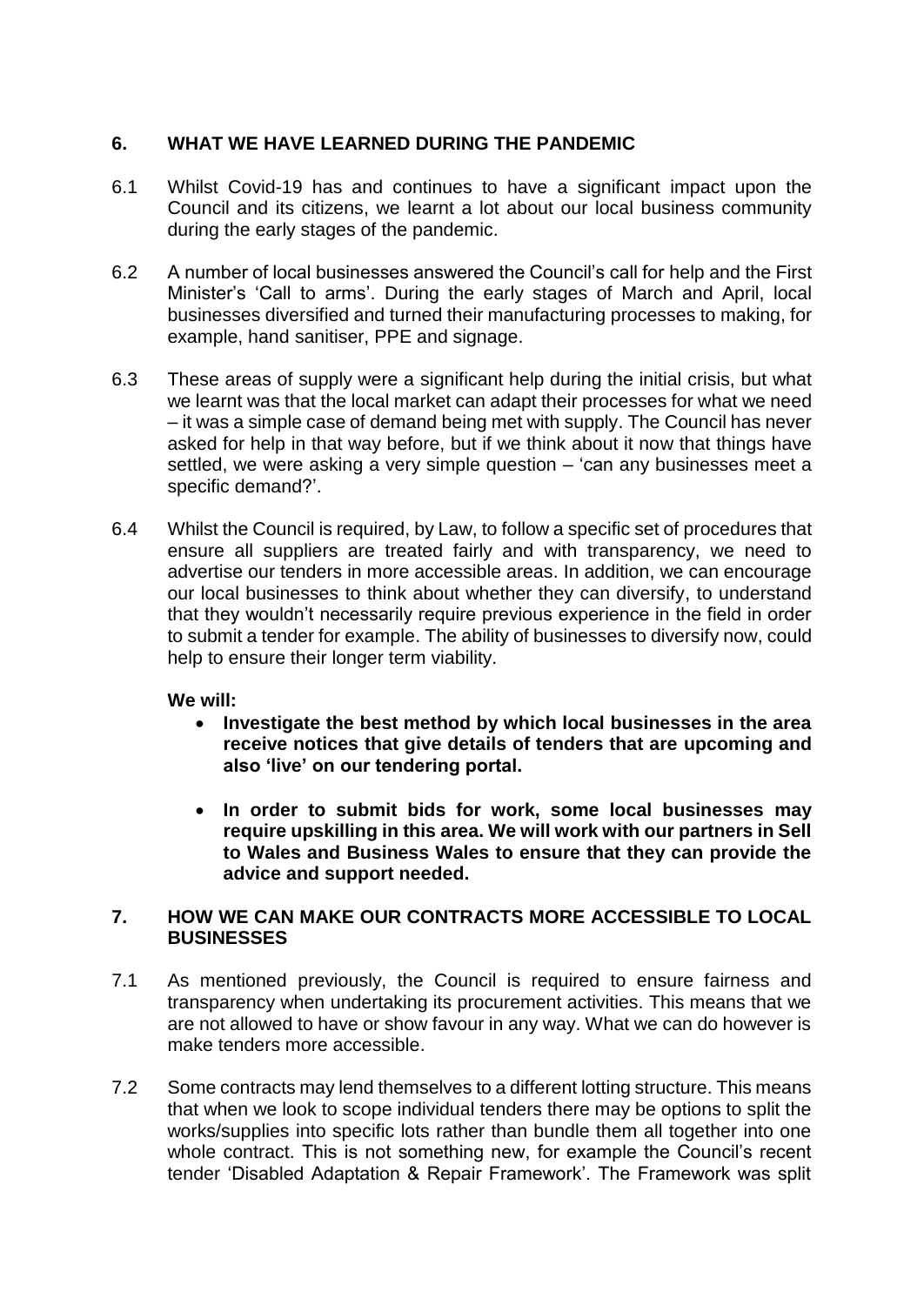## 6. WHAT WE HAVE LEARNED DURING THE PANDEMIC

6.1 Whilst Covid-19 has and continues to have a significant impact upon the Council and its citizens, we learnt a lot about our local business community during the early stages of the pandemic.

6.2 A number of local businesses answered the Council's call for help and the First Minister's 'Call to arms'. During the early stages of March and April, local businesses diversified and turned their manufacturing processes to making, for example, hand sanitiser, PPE and signage.

6.3 These areas of supply were a significant help during the initial crisis, but what we learnt was that the local market can adapt their processes for what we need – it was a simple case of demand being met with supply. The Council has never asked for help in that way before, but if we think about it now that things have settled, we were asking a very simple question – 'can any businesses meet a specific demand?'.

6.4 Whilst the Council is required, by Law, to follow a specific set of procedures that ensure all suppliers are treated fairly and with transparency, we need to advertise our tenders in more accessible areas. In addition, we can encourage our local businesses to think about whether they can diversify, to understand that they wouldn't necessarily require previous experience in the field in order to submit a tender for example. The ability of businesses to diversify now, could help to ensure their longer term viability.

**We will:**

- **Investigate the best method by which local businesses in the area receive notices that give details of tenders that are upcoming and also 'live' on our tendering portal.**
- **In order to submit bids for work, some local businesses may require upskilling in this area. We will work with our partners in Sell to Wales and Business Wales to ensure that they can provide the advice and support needed.**

## 7. HOW WE CAN MAKE OUR CONTRACTS MORE ACCESSIBLE TO LOCAL BUSINESSES

7.1 As mentioned previously, the Council is required to ensure fairness and transparency when undertaking its procurement activities. This means that we are not allowed to have or show favour in any way. What we can do however is make tenders more accessible.

7.2 Some contracts may lend themselves to a different lotting structure. This means that when we look to scope individual tenders there may be options to split the works/supplies into specific lots rather than bundle them all together into one whole contract. This is not something new, for example the Council's recent tender 'Disabled Adaptation & Repair Framework'. The Framework was split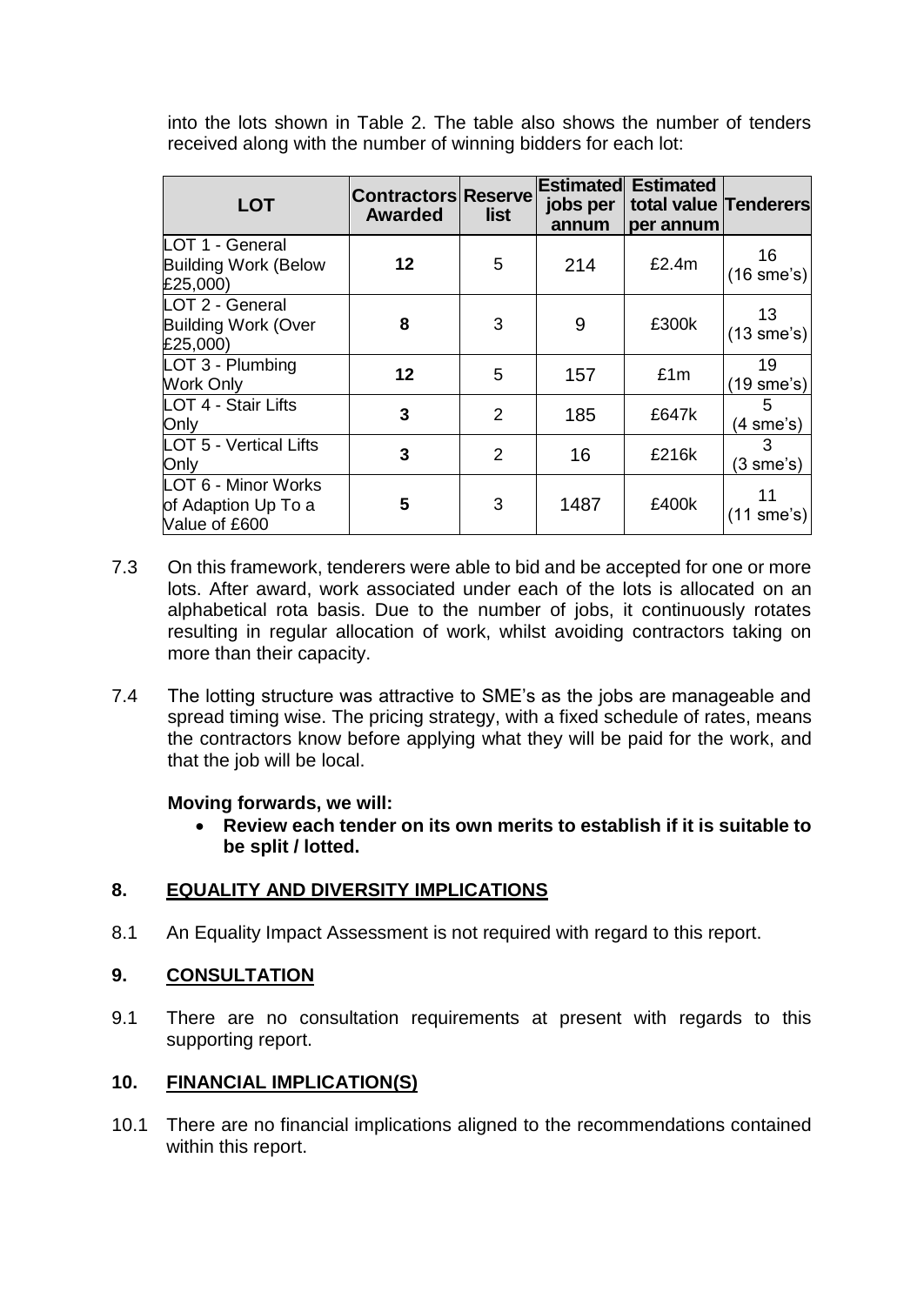into the lots shown in Table 2. The table also shows the number of tenders received along with the number of winning bidders for each lot:

| LOT | Contractors Awarded | Reserve list | Estimated jobs per annum | Estimated total value per annum | Tenderers |
|---|---|---|---|---|---|
| LOT 1 - General Building Work (Below £25,000) | **12** | 5 | 214 | £2.4m | 16 (16 sme's) |
| LOT 2 - General Building Work (Over £25,000) | **8** | 3 | 9 | £300k | 13 (13 sme's) |
| LOT 3 - Plumbing Work Only | **12** | 5 | 157 | £1m | 19 (19 sme's) |
| LOT 4 - Stair Lifts Only | **3** | 2 | 185 | £647k | 5 (4 sme's) |
| LOT 5 - Vertical Lifts Only | **3** | 2 | 16 | £216k | 3 (3 sme's) |
| LOT 6 - Minor Works of Adaption Up To a Value of £600 | **5** | 3 | 1487 | £400k | 11 (11 sme's) |

7.3 On this framework, tenderers were able to bid and be accepted for one or more lots. After award, work associated under each of the lots is allocated on an alphabetical rota basis. Due to the number of jobs, it continuously rotates resulting in regular allocation of work, whilst avoiding contractors taking on more than their capacity.

7.4 The lotting structure was attractive to SME's as the jobs are manageable and spread timing wise. The pricing strategy, with a fixed schedule of rates, means the contractors know before applying what they will be paid for the work, and that the job will be local.

**Moving forwards, we will:**

- **Review each tender on its own merits to establish if it is suitable to be split / lotted.**

## 8. EQUALITY AND DIVERSITY IMPLICATIONS

8.1 An Equality Impact Assessment is not required with regard to this report.

## 9. CONSULTATION

9.1 There are no consultation requirements at present with regards to this supporting report.

## 10. FINANCIAL IMPLICATION(S)

10.1 There are no financial implications aligned to the recommendations contained within this report.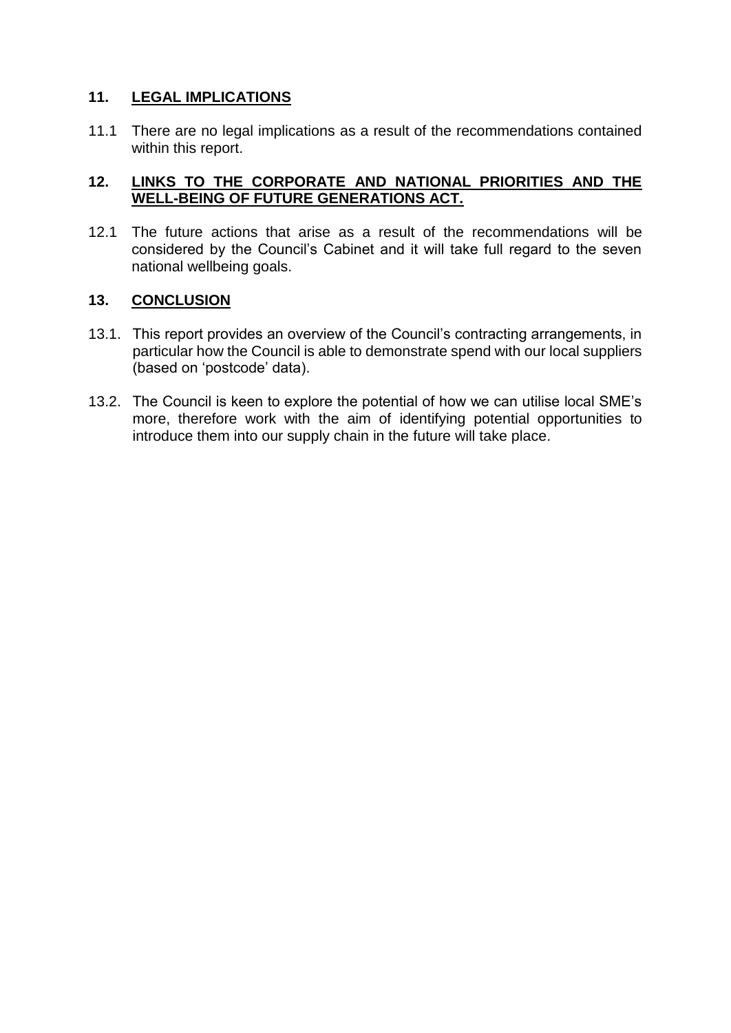## 11. LEGAL IMPLICATIONS

11.1 There are no legal implications as a result of the recommendations contained within this report.

## 12. LINKS TO THE CORPORATE AND NATIONAL PRIORITIES AND THE WELL-BEING OF FUTURE GENERATIONS ACT.

12.1 The future actions that arise as a result of the recommendations will be considered by the Council's Cabinet and it will take full regard to the seven national wellbeing goals.

## 13. CONCLUSION

13.1. This report provides an overview of the Council's contracting arrangements, in particular how the Council is able to demonstrate spend with our local suppliers (based on 'postcode' data).

13.2. The Council is keen to explore the potential of how we can utilise local SME's more, therefore work with the aim of identifying potential opportunities to introduce them into our supply chain in the future will take place.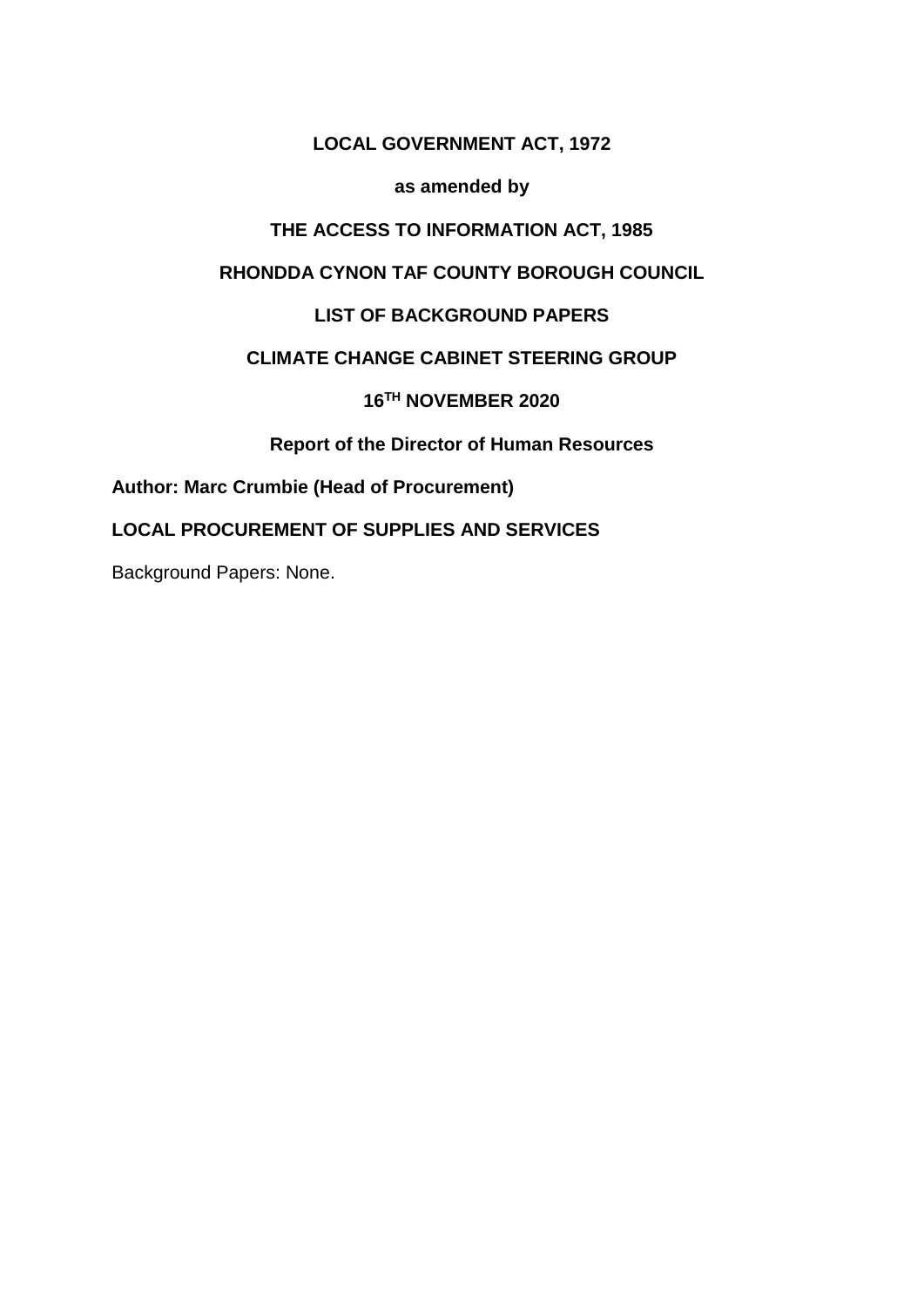**LOCAL GOVERNMENT ACT, 1972**

**as amended by**

**THE ACCESS TO INFORMATION ACT, 1985**

**RHONDDA CYNON TAF COUNTY BOROUGH COUNCIL**

**LIST OF BACKGROUND PAPERS**

**CLIMATE CHANGE CABINET STEERING GROUP**

**16TH NOVEMBER 2020**

**Report of the Director of Human Resources**

**Author: Marc Crumbie (Head of Procurement)**

**LOCAL PROCUREMENT OF SUPPLIES AND SERVICES**

Background Papers: None.